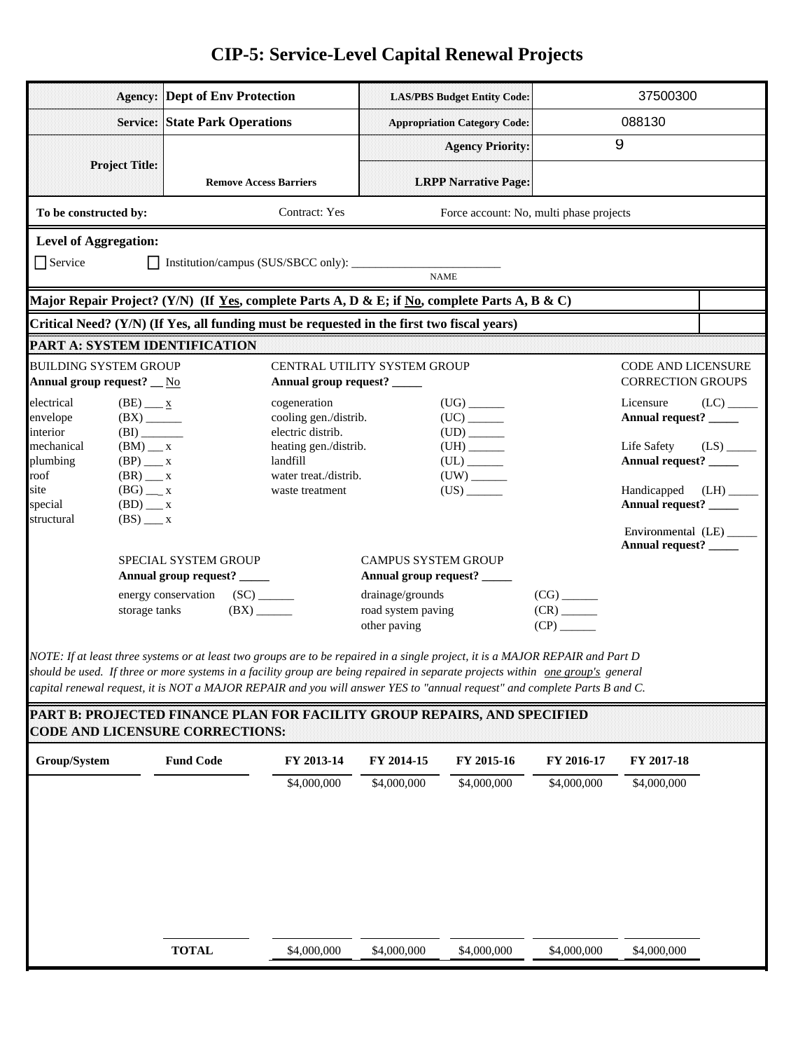# CIP-5: Service-Level Capital Renewal Projects

| | | | |
|---|---|---|---|
| **Agency:** | **Dept of Env Protection** | **LAS/PBS Budget Entity Code:** | 37500300 |
| **Service:** | **State Park Operations** | **Appropriation Category Code:** | 088130 |
| **Project Title:** | **Remove Access Barriers** | **Agency Priority:** | 9 |
| | | **LRPP Narrative Page:** | |

**To be constructed by:** Contract: Yes Force account: No, multi phase projects

**Level of Aggregation:**

☐ Service ☐ Institution/campus (SUS/SBCC only): ________________________ NAME

**Major Repair Project? (Y/N) (If Yes, complete Parts A, D & E; if No, complete Parts A, B & C)**

**Critical Need? (Y/N) (If Yes, all funding must be requested in the first two fiscal years)**

## PART A: SYSTEM IDENTIFICATION

**BUILDING SYSTEM GROUP**
**Annual group request?** __ No

- electrical (BE) ___ x
- envelope (BX) ______
- interior (BI) _______
- mechanical (BM) ___ x
- plumbing (BP) ___ x
- roof (BR) ___ x
- site (BG) ___ x
- special (BD) ___ x
- structural (BS) ___ x

**CENTRAL UTILITY SYSTEM GROUP**
**Annual group request?** _____

- cogeneration (UG) ______
- cooling gen./distrib. (UC) ______
- electric distrib. (UD) ______
- heating gen./distrib. (UH) ______
- landfill (UL) ______
- water treat./distrib. (UW) ______
- waste treatment (US) ______

**CODE AND LICENSURE CORRECTION GROUPS**

- Licensure (LC) _____ **Annual request?** _____
- Life Safety (LS) _____ **Annual request?** _____
- Handicapped (LH) _____ **Annual request?** _____
- Environmental (LE) _____ **Annual request?** _____

**SPECIAL SYSTEM GROUP**
**Annual group request?** _____

- energy conservation (SC) ______
- storage tanks (BX) ______

**CAMPUS SYSTEM GROUP**
**Annual group request?** _____

- drainage/grounds (CG) ______
- road system paving (CR) ______
- other paving (CP) ______

*NOTE: If at least three systems or at least two groups are to be repaired in a single project, it is a MAJOR REPAIR and Part D should be used. If three or more systems in a facility group are being repaired in separate projects within one group's general capital renewal request, it is NOT a MAJOR REPAIR and you will answer YES to "annual request" and complete Parts B and C.*

## PART B: PROJECTED FINANCE PLAN FOR FACILITY GROUP REPAIRS, AND SPECIFIED CODE AND LICENSURE CORRECTIONS:

| Group/System | Fund Code | FY 2013-14 | FY 2014-15 | FY 2015-16 | FY 2016-17 | FY 2017-18 |
|---|---|---|---|---|---|---|
| | | $4,000,000 | $4,000,000 | $4,000,000 | $4,000,000 | $4,000,000 |
| | **TOTAL** | $4,000,000 | $4,000,000 | $4,000,000 | $4,000,000 | $4,000,000 |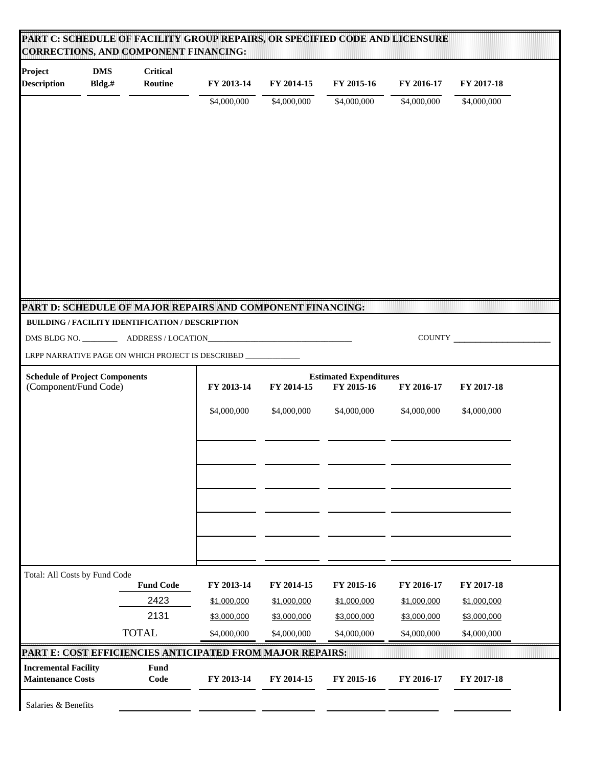## PART C: SCHEDULE OF FACILITY GROUP REPAIRS, OR SPECIFIED CODE AND LICENSURE CORRECTIONS, AND COMPONENT FINANCING:

| Project Description | DMS Bldg.# | Critical Routine | FY 2013-14 | FY 2014-15 | FY 2015-16 | FY 2016-17 | FY 2017-18 |
|---|---|---|---|---|---|---|---|
| | | | $4,000,000 | $4,000,000 | $4,000,000 | $4,000,000 | $4,000,000 |

## PART D: SCHEDULE OF MAJOR REPAIRS AND COMPONENT FINANCING:

**BUILDING / FACILITY IDENTIFICATION / DESCRIPTION**

DMS BLDG NO. _________ ADDRESS / LOCATION_____________________________________ COUNTY _______________________

LRPP NARRATIVE PAGE ON WHICH PROJECT IS DESCRIBED ______________

| Schedule of Project Components (Component/Fund Code) | Estimated Expenditures FY 2013-14 | FY 2014-15 | FY 2015-16 | FY 2016-17 | FY 2017-18 |
|---|---|---|---|---|---|
| | $4,000,000 | $4,000,000 | $4,000,000 | $4,000,000 | $4,000,000 |

Total: All Costs by Fund Code

| Fund Code | FY 2013-14 | FY 2014-15 | FY 2015-16 | FY 2016-17 | FY 2017-18 |
|---|---|---|---|---|---|
| 2423 | $1,000,000 | $1,000,000 | $1,000,000 | $1,000,000 | $1,000,000 |
| 2131 | $3,000,000 | $3,000,000 | $3,000,000 | $3,000,000 | $3,000,000 |
| TOTAL | $4,000,000 | $4,000,000 | $4,000,000 | $4,000,000 | $4,000,000 |

## PART E: COST EFFICIENCIES ANTICIPATED FROM MAJOR REPAIRS:

| Incremental Facility Maintenance Costs | Fund Code | FY 2013-14 | FY 2014-15 | FY 2015-16 | FY 2016-17 | FY 2017-18 |
|---|---|---|---|---|---|---|
| Salaries & Benefits | | | | | | |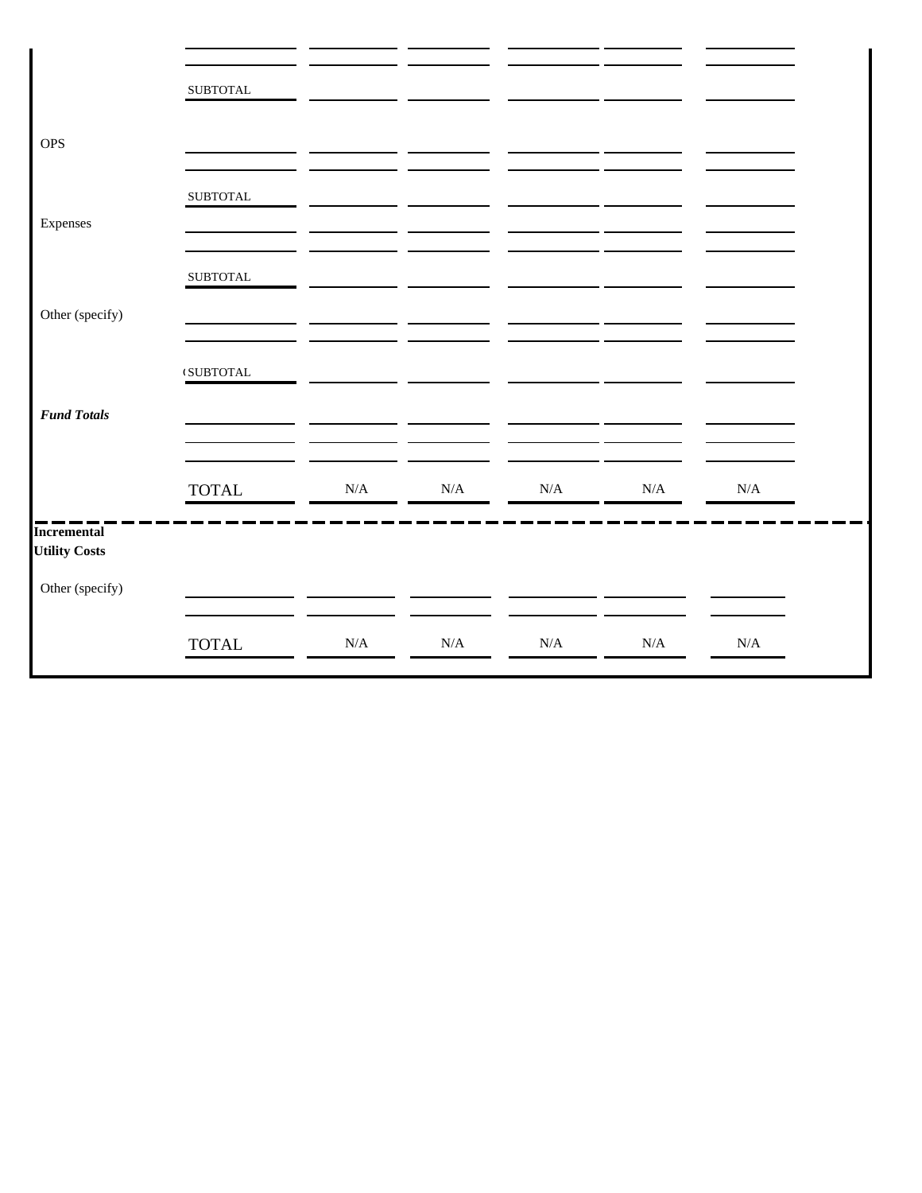| | | | | | | |
|---|---|---|---|---|---|---|
| | | | | | | |
| | | | | | | |
| | SUBTOTAL | | | | | |
| OPS | | | | | | |
| | | | | | | |
| | SUBTOTAL | | | | | |
| Expenses | | | | | | |
| | | | | | | |
| | SUBTOTAL | | | | | |
| Other (specify) | | | | | | |
| | | | | | | |
| | SUBTOTAL | | | | | |
| ***Fund Totals*** | | | | | | |
| | | | | | | |
| | | | | | | |
| | TOTAL | N/A | N/A | N/A | N/A | N/A |

| | | | | | | |
|---|---|---|---|---|---|---|
| **Incremental Utility Costs** | | | | | | |
| Other (specify) | | | | | | |
| | | | | | | |
| | TOTAL | N/A | N/A | N/A | N/A | N/A |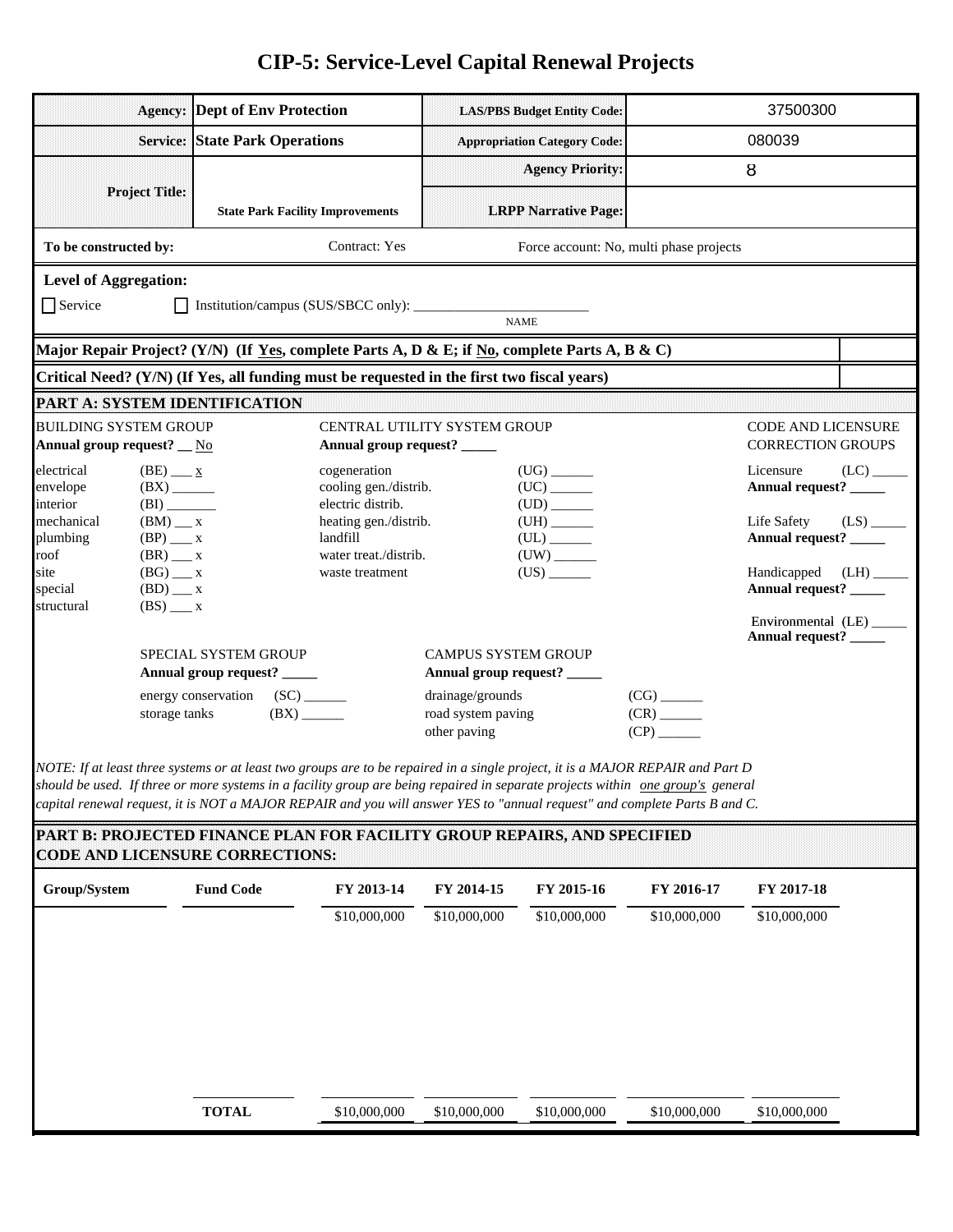# CIP-5: Service-Level Capital Renewal Projects

| | | | |
|---|---|---|---|
| **Agency:** | **Dept of Env Protection** | **LAS/PBS Budget Entity Code:** | 37500300 |
| **Service:** | **State Park Operations** | **Appropriation Category Code:** | 080039 |
| **Project Title:** | **State Park Facility Improvements** | **Agency Priority:** | 8 |
| | | **LRPP Narrative Page:** | |

**To be constructed by:** Contract: Yes Force account: No, multi phase projects

**Level of Aggregation:**

☐ Service ☐ Institution/campus (SUS/SBCC only): ________________________ NAME

**Major Repair Project? (Y/N) (If Yes, complete Parts A, D & E; if No, complete Parts A, B & C)**

**Critical Need? (Y/N) (If Yes, all funding must be requested in the first two fiscal years)**

## PART A: SYSTEM IDENTIFICATION

**BUILDING SYSTEM GROUP**
**Annual group request?** __ No

- electrical (BE) ___ x
- envelope (BX) ______
- interior (BI) _______
- mechanical (BM) ___ x
- plumbing (BP) ___ x
- roof (BR) ___ x
- site (BG) ___ x
- special (BD) ___ x
- structural (BS) ___ x

**CENTRAL UTILITY SYSTEM GROUP**
**Annual group request?** _____

- cogeneration (UG) ______
- cooling gen./distrib. (UC) ______
- electric distrib. (UD) ______
- heating gen./distrib. (UH) ______
- landfill (UL) ______
- water treat./distrib. (UW) ______
- waste treatment (US) ______

**CODE AND LICENSURE CORRECTION GROUPS**

- Licensure (LC) _____ **Annual request?** _____
- Life Safety (LS) _____ **Annual request?** _____
- Handicapped (LH) _____ **Annual request?** _____
- Environmental (LE) _____ **Annual request?** _____

**SPECIAL SYSTEM GROUP**
**Annual group request?** _____

- energy conservation (SC) ______
- storage tanks (BX) ______

**CAMPUS SYSTEM GROUP**
**Annual group request?** _____

- drainage/grounds (CG) ______
- road system paving (CR) ______
- other paving (CP) ______

*NOTE: If at least three systems or at least two groups are to be repaired in a single project, it is a MAJOR REPAIR and Part D should be used. If three or more systems in a facility group are being repaired in separate projects within one group's general capital renewal request, it is NOT a MAJOR REPAIR and you will answer YES to "annual request" and complete Parts B and C.*

## PART B: PROJECTED FINANCE PLAN FOR FACILITY GROUP REPAIRS, AND SPECIFIED CODE AND LICENSURE CORRECTIONS:

| Group/System | Fund Code | FY 2013-14 | FY 2014-15 | FY 2015-16 | FY 2016-17 | FY 2017-18 |
|---|---|---|---|---|---|---|
| | | $10,000,000 | $10,000,000 | $10,000,000 | $10,000,000 | $10,000,000 |
| | **TOTAL** | $10,000,000 | $10,000,000 | $10,000,000 | $10,000,000 | $10,000,000 |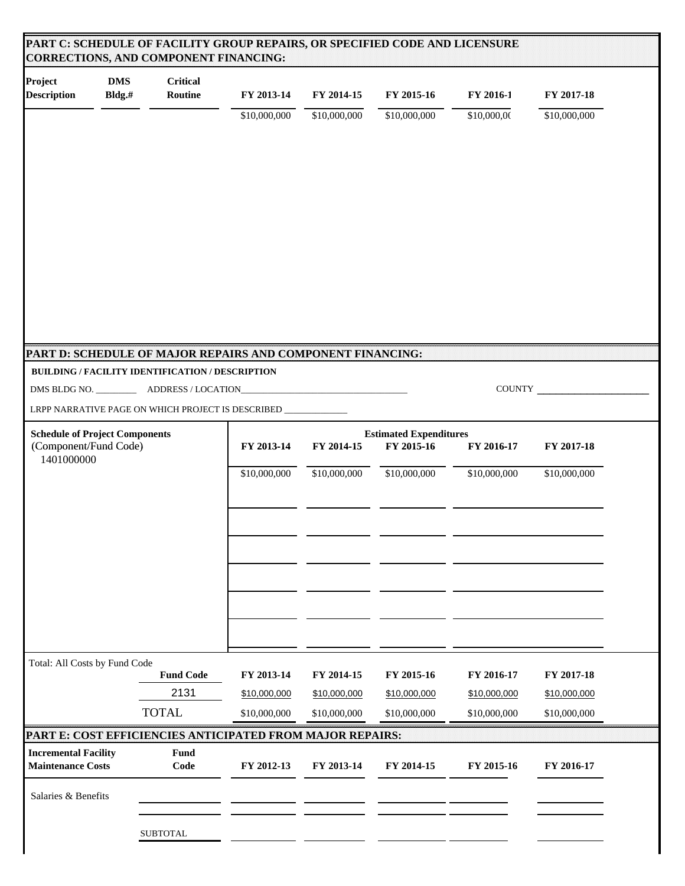## PART C: SCHEDULE OF FACILITY GROUP REPAIRS, OR SPECIFIED CODE AND LICENSURE CORRECTIONS, AND COMPONENT FINANCING:

| Project Description | DMS Bldg.# | Critical Routine | FY 2013-14 | FY 2014-15 | FY 2015-16 | FY 2016-1 | FY 2017-18 |
|---|---|---|---|---|---|---|---|
| | | | $10,000,000 | $10,000,000 | $10,000,000 | $10,000,0( | $10,000,000 |

## PART D: SCHEDULE OF MAJOR REPAIRS AND COMPONENT FINANCING:

**BUILDING / FACILITY IDENTIFICATION / DESCRIPTION**

DMS BLDG NO. _________ ADDRESS / LOCATION_____________________________________ COUNTY ________________________

LRPP NARRATIVE PAGE ON WHICH PROJECT IS DESCRIBED ______________

| Schedule of Project Components (Component/Fund Code) | Estimated Expenditures FY 2013-14 | FY 2014-15 | FY 2015-16 | FY 2016-17 | FY 2017-18 |
|---|---|---|---|---|---|
| 1401000000 | $10,000,000 | $10,000,000 | $10,000,000 | $10,000,000 | $10,000,000 |

Total: All Costs by Fund Code

| Fund Code | FY 2013-14 | FY 2014-15 | FY 2015-16 | FY 2016-17 | FY 2017-18 |
|---|---|---|---|---|---|
| 2131 | $10,000,000 | $10,000,000 | $10,000,000 | $10,000,000 | $10,000,000 |
| TOTAL | $10,000,000 | $10,000,000 | $10,000,000 | $10,000,000 | $10,000,000 |

## PART E: COST EFFICIENCIES ANTICIPATED FROM MAJOR REPAIRS:

| Incremental Facility Maintenance Costs | Fund Code | FY 2012-13 | FY 2013-14 | FY 2014-15 | FY 2015-16 | FY 2016-17 |
|---|---|---|---|---|---|---|
| Salaries & Benefits | | | | | | |
| | | | | | | |
| | SUBTOTAL | | | | | |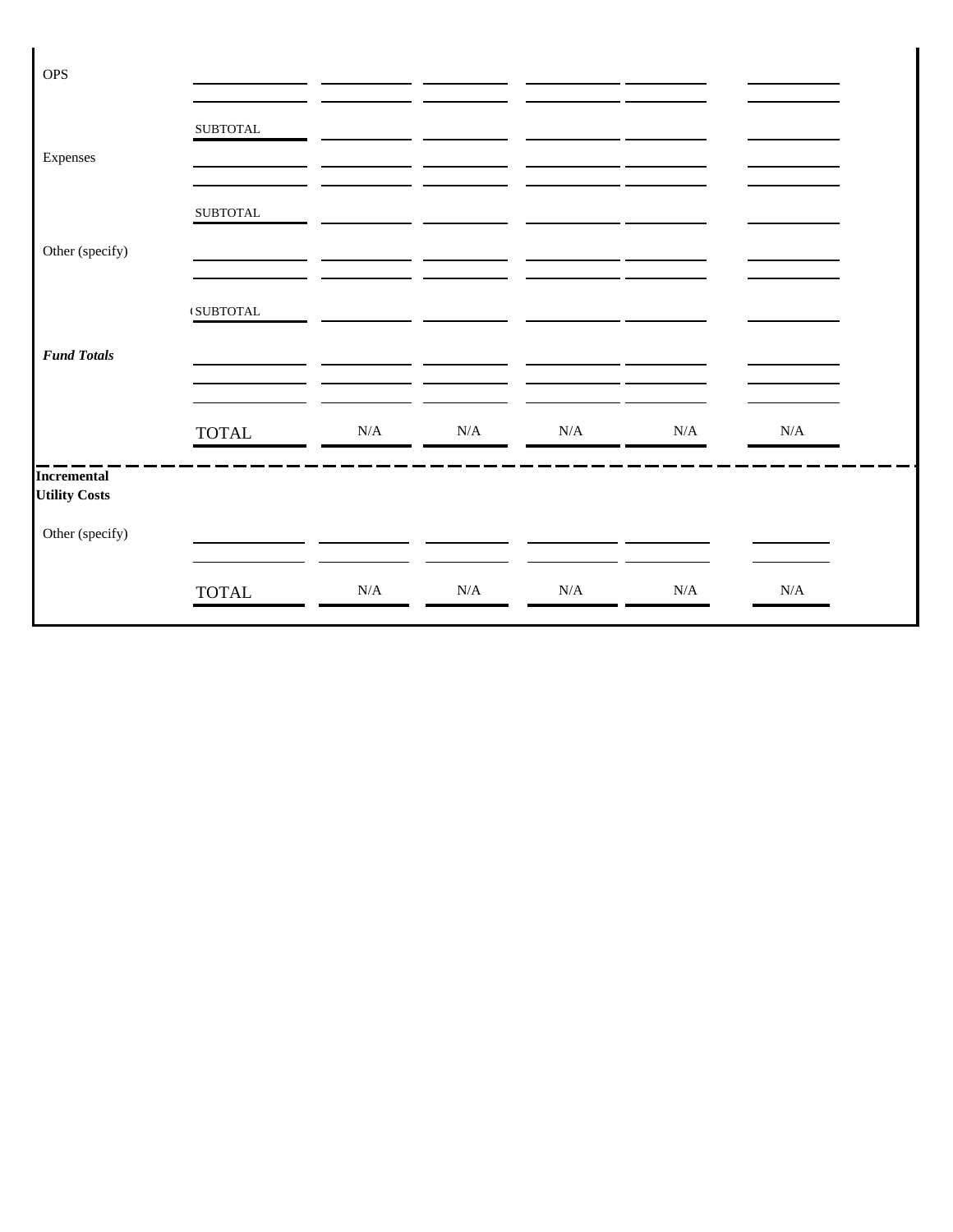| | | | | | | |
|---|---|---|---|---|---|---|
| OPS | | | | | | |
| | | | | | | |
| | SUBTOTAL | | | | | |
| Expenses | | | | | | |
| | | | | | | |
| | SUBTOTAL | | | | | |
| Other (specify) | | | | | | |
| | | | | | | |
| | SUBTOTAL | | | | | |
| ***Fund Totals*** | | | | | | |
| | | | | | | |
| | | | | | | |
| | TOTAL | N/A | N/A | N/A | N/A | N/A |

| | | | | | | |
|---|---|---|---|---|---|---|
| **Incremental Utility Costs** | | | | | | |
| Other (specify) | | | | | | |
| | | | | | | |
| | TOTAL | N/A | N/A | N/A | N/A | N/A |